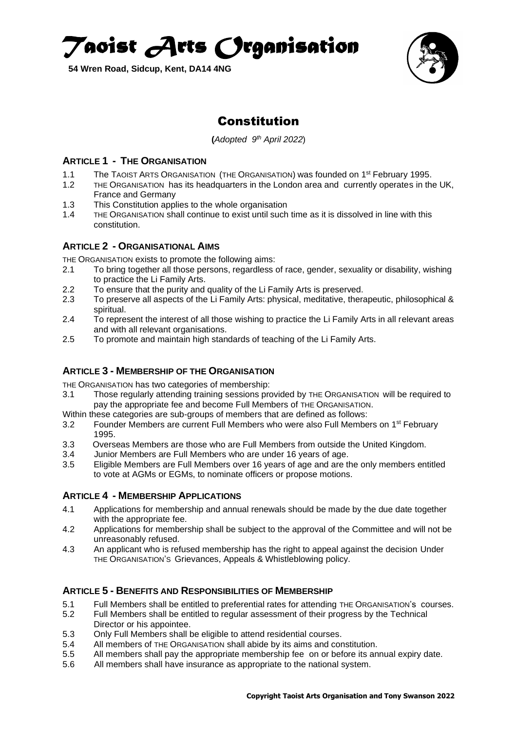# Taoist Arts Organisation

**54 Wren Road, Sidcup, Kent, DA14 4NG**

## Constitution

(*Adopted 9th April 2022*)

### ARTICLE 1 - THE ORGANISATION

1.1 The TAOIST ARTS ORGANISATION (THE ORGANISATION) was founded on 1st February 1995.
1.2 THE ORGANISATION has its headquarters in the London area and currently operates in the UK, France and Germany
1.3 This Constitution applies to the whole organisation
1.4 THE ORGANISATION shall continue to exist until such time as it is dissolved in line with this constitution.

### ARTICLE 2 - ORGANISATIONAL AIMS

THE ORGANISATION exists to promote the following aims:

2.1 To bring together all those persons, regardless of race, gender, sexuality or disability, wishing to practice the Li Family Arts.
2.2 To ensure that the purity and quality of the Li Family Arts is preserved.
2.3 To preserve all aspects of the Li Family Arts: physical, meditative, therapeutic, philosophical & spiritual.
2.4 To represent the interest of all those wishing to practice the Li Family Arts in all relevant areas and with all relevant organisations.
2.5 To promote and maintain high standards of teaching of the Li Family Arts.

### ARTICLE 3 - MEMBERSHIP OF THE ORGANISATION

THE ORGANISATION has two categories of membership:

3.1 Those regularly attending training sessions provided by THE ORGANISATION will be required to pay the appropriate fee and become Full Members of THE ORGANISATION.

Within these categories are sub-groups of members that are defined as follows:

3.2 Founder Members are current Full Members who were also Full Members on 1st February 1995.
3.3 Overseas Members are those who are Full Members from outside the United Kingdom.
3.4 Junior Members are Full Members who are under 16 years of age.
3.5 Eligible Members are Full Members over 16 years of age and are the only members entitled to vote at AGMs or EGMs, to nominate officers or propose motions.

### ARTICLE 4 - MEMBERSHIP APPLICATIONS

4.1 Applications for membership and annual renewals should be made by the due date together with the appropriate fee.
4.2 Applications for membership shall be subject to the approval of the Committee and will not be unreasonably refused.
4.3 An applicant who is refused membership has the right to appeal against the decision Under THE ORGANISATION'S Grievances, Appeals & Whistleblowing policy.

### ARTICLE 5 - BENEFITS AND RESPONSIBILITIES OF MEMBERSHIP

5.1 Full Members shall be entitled to preferential rates for attending THE ORGANISATION's courses.
5.2 Full Members shall be entitled to regular assessment of their progress by the Technical Director or his appointee.
5.3 Only Full Members shall be eligible to attend residential courses.
5.4 All members of THE ORGANISATION shall abide by its aims and constitution.
5.5 All members shall pay the appropriate membership fee on or before its annual expiry date.
5.6 All members shall have insurance as appropriate to the national system.

**Copyright Taoist Arts Organisation and Tony Swanson 2022**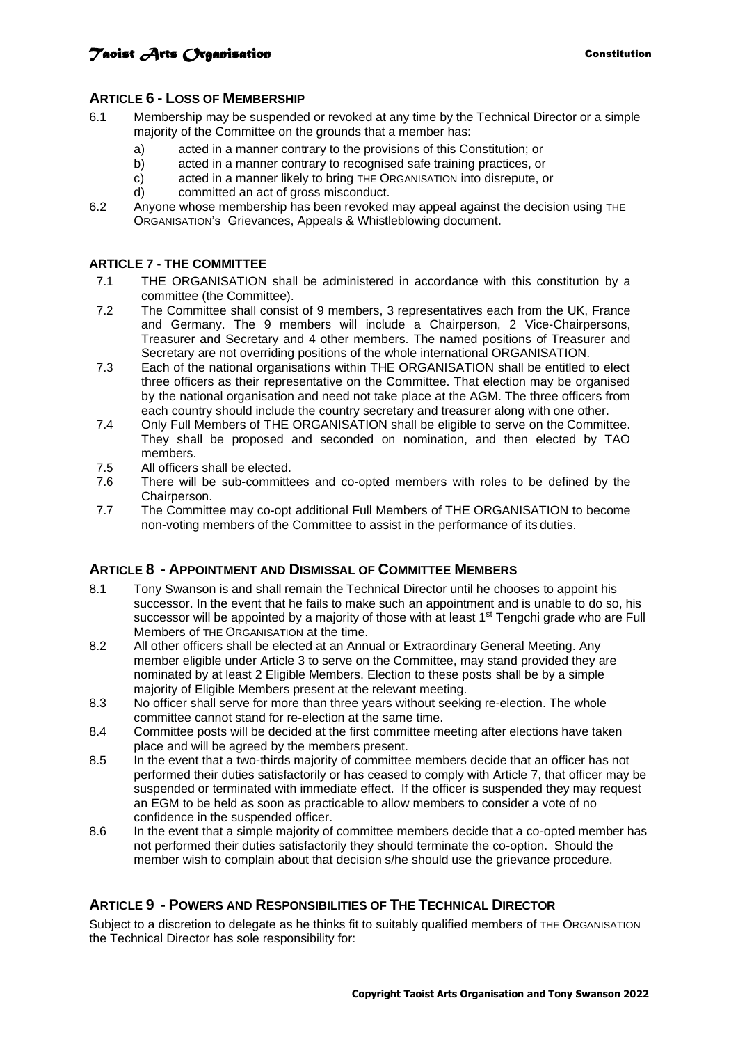## ARTICLE 6 - LOSS OF MEMBERSHIP

6.1 Membership may be suspended or revoked at any time by the Technical Director or a simple majority of the Committee on the grounds that a member has:

- a) acted in a manner contrary to the provisions of this Constitution; or
- b) acted in a manner contrary to recognised safe training practices, or
- c) acted in a manner likely to bring THE ORGANISATION into disrepute, or
- d) committed an act of gross misconduct.

6.2 Anyone whose membership has been revoked may appeal against the decision using THE ORGANISATION's Grievances, Appeals & Whistleblowing document.

### ARTICLE 7 - THE COMMITTEE

7.1 THE ORGANISATION shall be administered in accordance with this constitution by a committee (the Committee).

7.2 The Committee shall consist of 9 members, 3 representatives each from the UK, France and Germany. The 9 members will include a Chairperson, 2 Vice-Chairpersons, Treasurer and Secretary and 4 other members. The named positions of Treasurer and Secretary are not overriding positions of the whole international ORGANISATION.

7.3 Each of the national organisations within THE ORGANISATION shall be entitled to elect three officers as their representative on the Committee. That election may be organised by the national organisation and need not take place at the AGM. The three officers from each country should include the country secretary and treasurer along with one other.

7.4 Only Full Members of THE ORGANISATION shall be eligible to serve on the Committee. They shall be proposed and seconded on nomination, and then elected by TAO members.

7.5 All officers shall be elected.

7.6 There will be sub-committees and co-opted members with roles to be defined by the Chairperson.

7.7 The Committee may co-opt additional Full Members of THE ORGANISATION to become non-voting members of the Committee to assist in the performance of its duties.

## ARTICLE 8 - APPOINTMENT AND DISMISSAL OF COMMITTEE MEMBERS

8.1 Tony Swanson is and shall remain the Technical Director until he chooses to appoint his successor. In the event that he fails to make such an appointment and is unable to do so, his successor will be appointed by a majority of those with at least 1st Tengchi grade who are Full Members of THE ORGANISATION at the time.

8.2 All other officers shall be elected at an Annual or Extraordinary General Meeting. Any member eligible under Article 3 to serve on the Committee, may stand provided they are nominated by at least 2 Eligible Members. Election to these posts shall be by a simple majority of Eligible Members present at the relevant meeting.

8.3 No officer shall serve for more than three years without seeking re-election. The whole committee cannot stand for re-election at the same time.

8.4 Committee posts will be decided at the first committee meeting after elections have taken place and will be agreed by the members present.

8.5 In the event that a two-thirds majority of committee members decide that an officer has not performed their duties satisfactorily or has ceased to comply with Article 7, that officer may be suspended or terminated with immediate effect. If the officer is suspended they may request an EGM to be held as soon as practicable to allow members to consider a vote of no confidence in the suspended officer.

8.6 In the event that a simple majority of committee members decide that a co-opted member has not performed their duties satisfactorily they should terminate the co-option. Should the member wish to complain about that decision s/he should use the grievance procedure.

## ARTICLE 9 - POWERS AND RESPONSIBILITIES OF THE TECHNICAL DIRECTOR

Subject to a discretion to delegate as he thinks fit to suitably qualified members of THE ORGANISATION the Technical Director has sole responsibility for: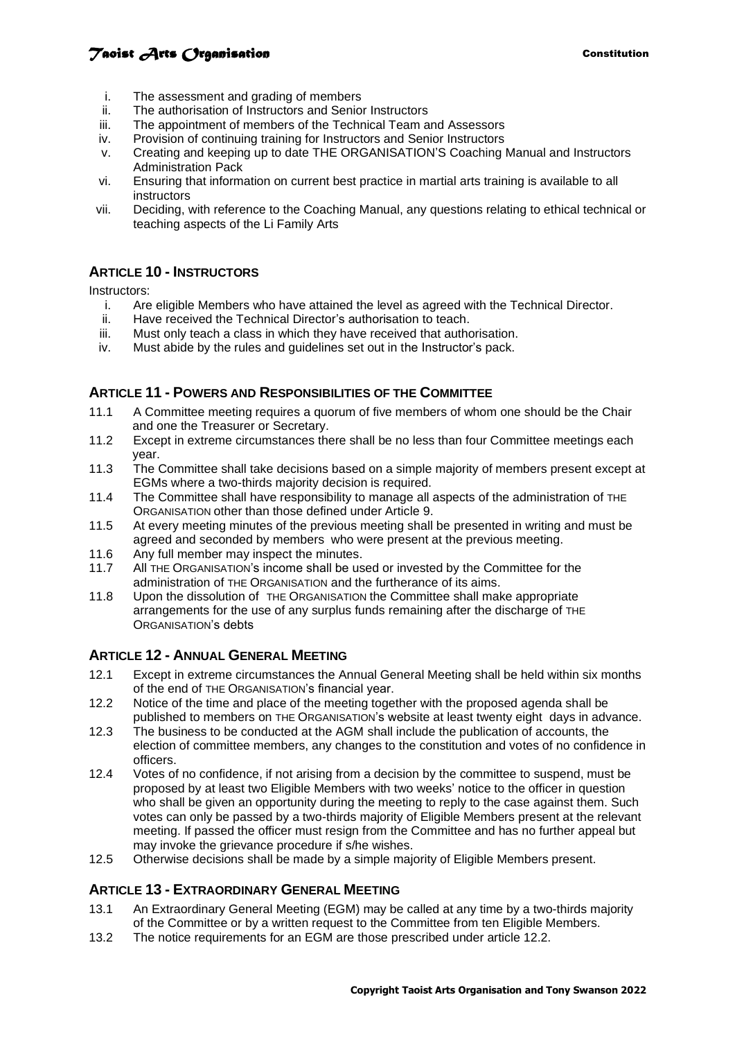i. The assessment and grading of members
ii. The authorisation of Instructors and Senior Instructors
iii. The appointment of members of the Technical Team and Assessors
iv. Provision of continuing training for Instructors and Senior Instructors
v. Creating and keeping up to date THE ORGANISATION'S Coaching Manual and Instructors Administration Pack
vi. Ensuring that information on current best practice in martial arts training is available to all instructors
vii. Deciding, with reference to the Coaching Manual, any questions relating to ethical technical or teaching aspects of the Li Family Arts

## ARTICLE 10 - INSTRUCTORS

Instructors:

i. Are eligible Members who have attained the level as agreed with the Technical Director.
ii. Have received the Technical Director's authorisation to teach.
iii. Must only teach a class in which they have received that authorisation.
iv. Must abide by the rules and guidelines set out in the Instructor's pack.

## ARTICLE 11 - POWERS AND RESPONSIBILITIES OF THE COMMITTEE

11.1 A Committee meeting requires a quorum of five members of whom one should be the Chair and one the Treasurer or Secretary.

11.2 Except in extreme circumstances there shall be no less than four Committee meetings each year.

11.3 The Committee shall take decisions based on a simple majority of members present except at EGMs where a two-thirds majority decision is required.

11.4 The Committee shall have responsibility to manage all aspects of the administration of THE ORGANISATION other than those defined under Article 9.

11.5 At every meeting minutes of the previous meeting shall be presented in writing and must be agreed and seconded by members who were present at the previous meeting.

11.6 Any full member may inspect the minutes.

11.7 All THE ORGANISATION's income shall be used or invested by the Committee for the administration of THE ORGANISATION and the furtherance of its aims.

11.8 Upon the dissolution of THE ORGANISATION the Committee shall make appropriate arrangements for the use of any surplus funds remaining after the discharge of THE ORGANISATION's debts

## ARTICLE 12 - ANNUAL GENERAL MEETING

12.1 Except in extreme circumstances the Annual General Meeting shall be held within six months of the end of THE ORGANISATION's financial year.

12.2 Notice of the time and place of the meeting together with the proposed agenda shall be published to members on THE ORGANISATION's website at least twenty eight days in advance.

12.3 The business to be conducted at the AGM shall include the publication of accounts, the election of committee members, any changes to the constitution and votes of no confidence in officers.

12.4 Votes of no confidence, if not arising from a decision by the committee to suspend, must be proposed by at least two Eligible Members with two weeks' notice to the officer in question who shall be given an opportunity during the meeting to reply to the case against them. Such votes can only be passed by a two-thirds majority of Eligible Members present at the relevant meeting. If passed the officer must resign from the Committee and has no further appeal but may invoke the grievance procedure if s/he wishes.

12.5 Otherwise decisions shall be made by a simple majority of Eligible Members present.

## ARTICLE 13 - EXTRAORDINARY GENERAL MEETING

13.1 An Extraordinary General Meeting (EGM) may be called at any time by a two-thirds majority of the Committee or by a written request to the Committee from ten Eligible Members.

13.2 The notice requirements for an EGM are those prescribed under article 12.2.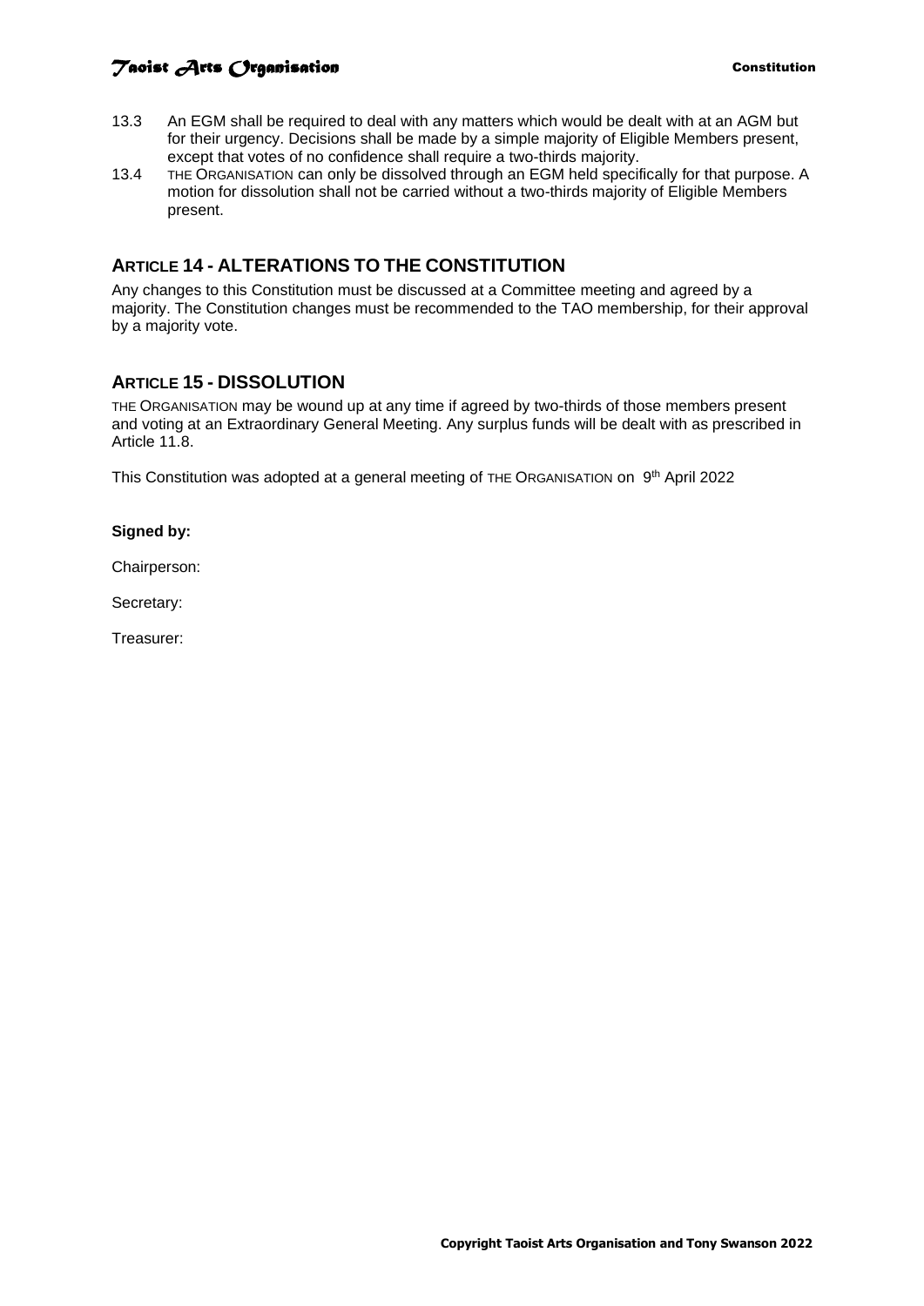13.3 An EGM shall be required to deal with any matters which would be dealt with at an AGM but for their urgency. Decisions shall be made by a simple majority of Eligible Members present, except that votes of no confidence shall require a two-thirds majority.

13.4 THE ORGANISATION can only be dissolved through an EGM held specifically for that purpose. A motion for dissolution shall not be carried without a two-thirds majority of Eligible Members present.

## ARTICLE 14 - ALTERATIONS TO THE CONSTITUTION

Any changes to this Constitution must be discussed at a Committee meeting and agreed by a majority. The Constitution changes must be recommended to the TAO membership, for their approval by a majority vote.

## ARTICLE 15 - DISSOLUTION

THE ORGANISATION may be wound up at any time if agreed by two-thirds of those members present and voting at an Extraordinary General Meeting. Any surplus funds will be dealt with as prescribed in Article 11.8.

This Constitution was adopted at a general meeting of THE ORGANISATION on 9th April 2022

**Signed by:**

Chairperson:

Secretary:

Treasurer: